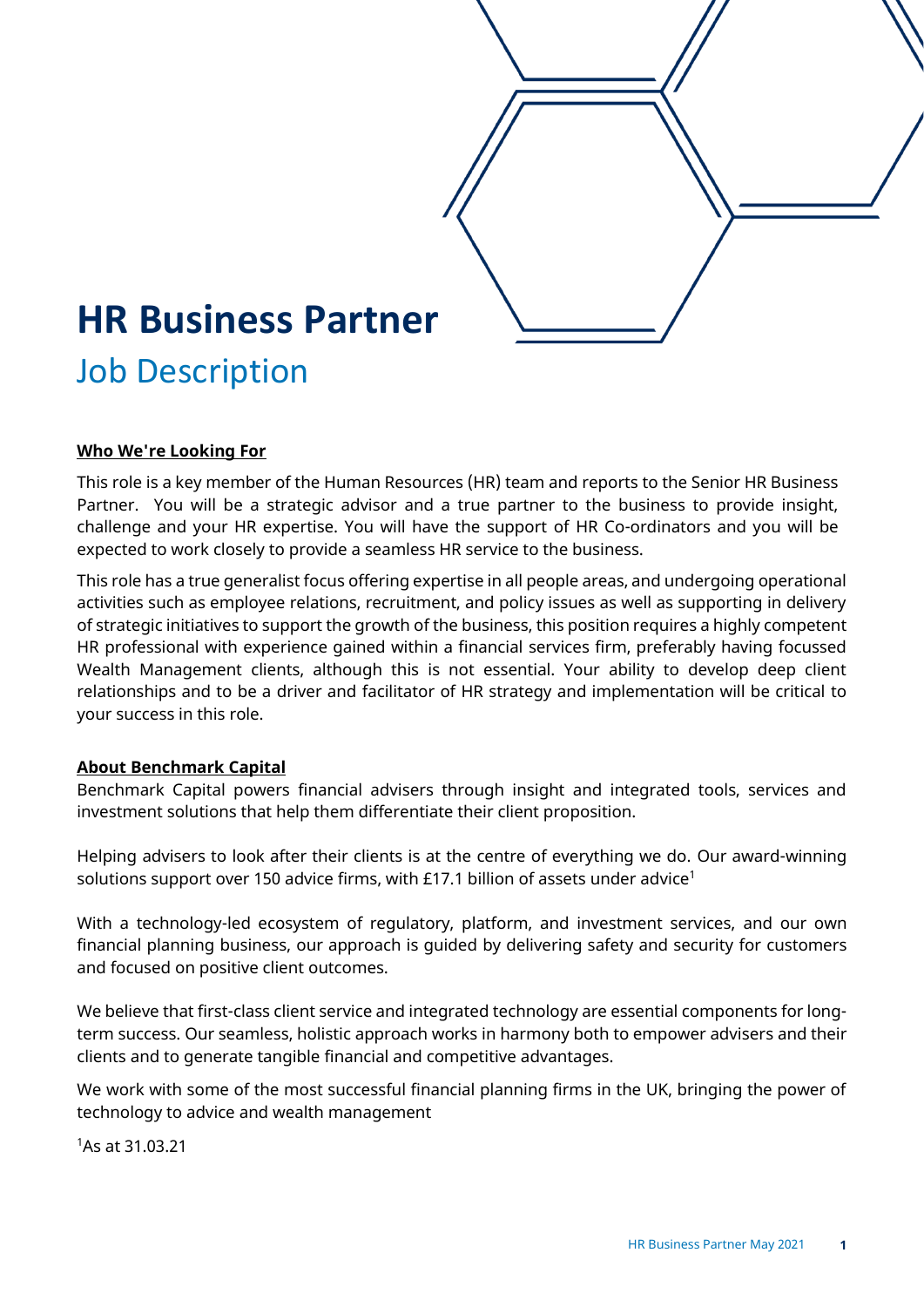# HR Business Partner

## Job Description

**Who We're Looking For**

This role is a key member of the Human Resources (HR) team and reports to the Senior HR Business Partner. You will be a strategic advisor and a true partner to the business to provide insight, challenge and your HR expertise. You will have the support of HR Co-ordinators and you will be expected to work closely to provide a seamless HR service to the business.

This role has a true generalist focus offering expertise in all people areas, and undergoing operational activities such as employee relations, recruitment, and policy issues as well as supporting in delivery of strategic initiatives to support the growth of the business, this position requires a highly competent HR professional with experience gained within a financial services firm, preferably having focussed Wealth Management clients, although this is not essential. Your ability to develop deep client relationships and to be a driver and facilitator of HR strategy and implementation will be critical to your success in this role.

**About Benchmark Capital**

Benchmark Capital powers financial advisers through insight and integrated tools, services and investment solutions that help them differentiate their client proposition.

Helping advisers to look after their clients is at the centre of everything we do. Our award-winning solutions support over 150 advice firms, with £17.1 billion of assets under advice[1]

With a technology-led ecosystem of regulatory, platform, and investment services, and our own financial planning business, our approach is guided by delivering safety and security for customers and focused on positive client outcomes.

We believe that first-class client service and integrated technology are essential components for long-term success. Our seamless, holistic approach works in harmony both to empower advisers and their clients and to generate tangible financial and competitive advantages.

We work with some of the most successful financial planning firms in the UK, bringing the power of technology to advice and wealth management

[1]As at 31.03.21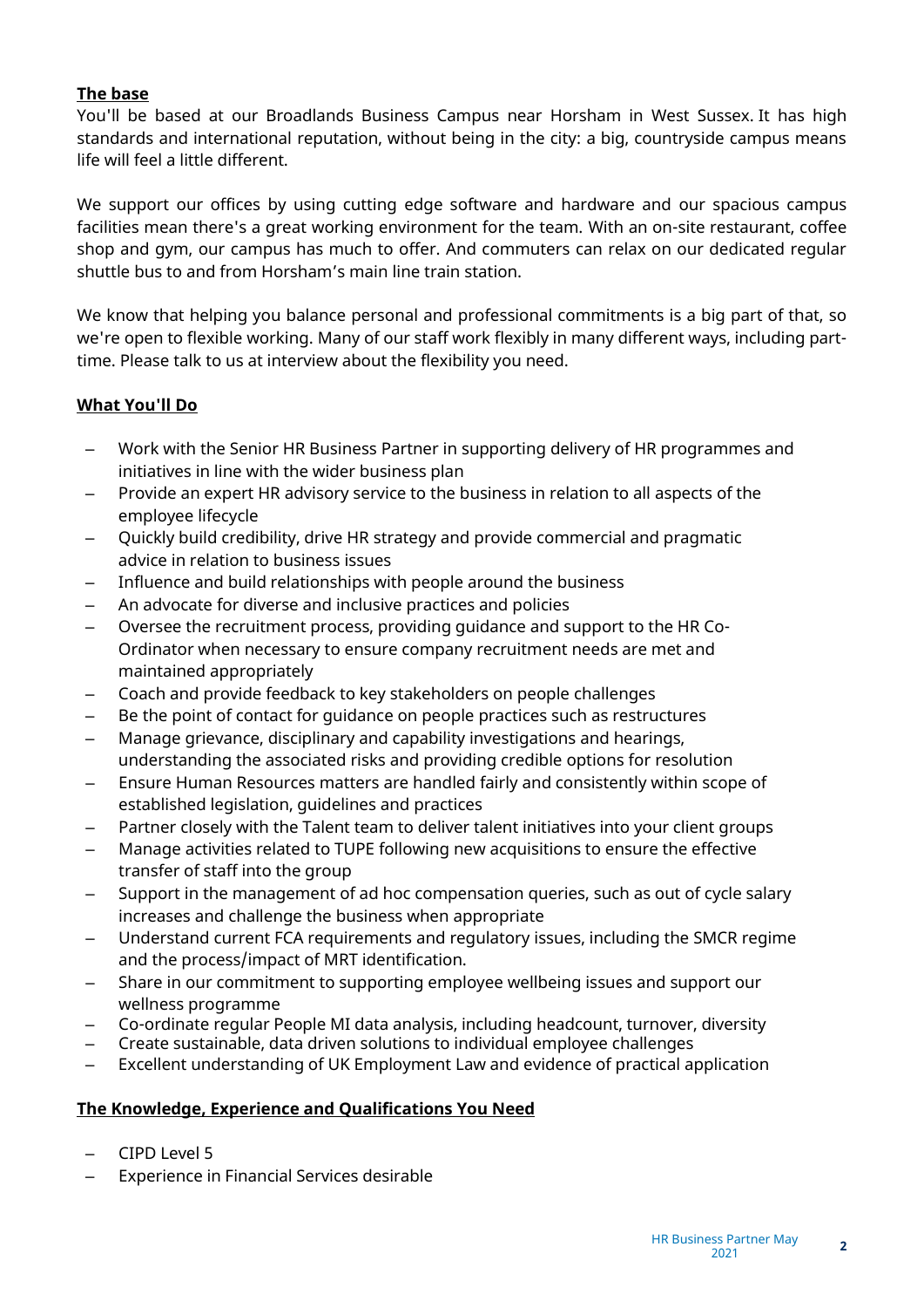**The base**

You'll be based at our Broadlands Business Campus near Horsham in West Sussex. It has high standards and international reputation, without being in the city: a big, countryside campus means life will feel a little different.

We support our offices by using cutting edge software and hardware and our spacious campus facilities mean there's a great working environment for the team. With an on-site restaurant, coffee shop and gym, our campus has much to offer. And commuters can relax on our dedicated regular shuttle bus to and from Horsham's main line train station.

We know that helping you balance personal and professional commitments is a big part of that, so we're open to flexible working. Many of our staff work flexibly in many different ways, including part-time. Please talk to us at interview about the flexibility you need.

**What You'll Do**

- Work with the Senior HR Business Partner in supporting delivery of HR programmes and initiatives in line with the wider business plan
- Provide an expert HR advisory service to the business in relation to all aspects of the employee lifecycle
- Quickly build credibility, drive HR strategy and provide commercial and pragmatic advice in relation to business issues
- Influence and build relationships with people around the business
- An advocate for diverse and inclusive practices and policies
- Oversee the recruitment process, providing guidance and support to the HR Co-Ordinator when necessary to ensure company recruitment needs are met and maintained appropriately
- Coach and provide feedback to key stakeholders on people challenges
- Be the point of contact for guidance on people practices such as restructures
- Manage grievance, disciplinary and capability investigations and hearings, understanding the associated risks and providing credible options for resolution
- Ensure Human Resources matters are handled fairly and consistently within scope of established legislation, guidelines and practices
- Partner closely with the Talent team to deliver talent initiatives into your client groups
- Manage activities related to TUPE following new acquisitions to ensure the effective transfer of staff into the group
- Support in the management of ad hoc compensation queries, such as out of cycle salary increases and challenge the business when appropriate
- Understand current FCA requirements and regulatory issues, including the SMCR regime and the process/impact of MRT identification.
- Share in our commitment to supporting employee wellbeing issues and support our wellness programme
- Co-ordinate regular People MI data analysis, including headcount, turnover, diversity
- Create sustainable, data driven solutions to individual employee challenges
- Excellent understanding of UK Employment Law and evidence of practical application

**The Knowledge, Experience and Qualifications You Need**

- CIPD Level 5
- Experience in Financial Services desirable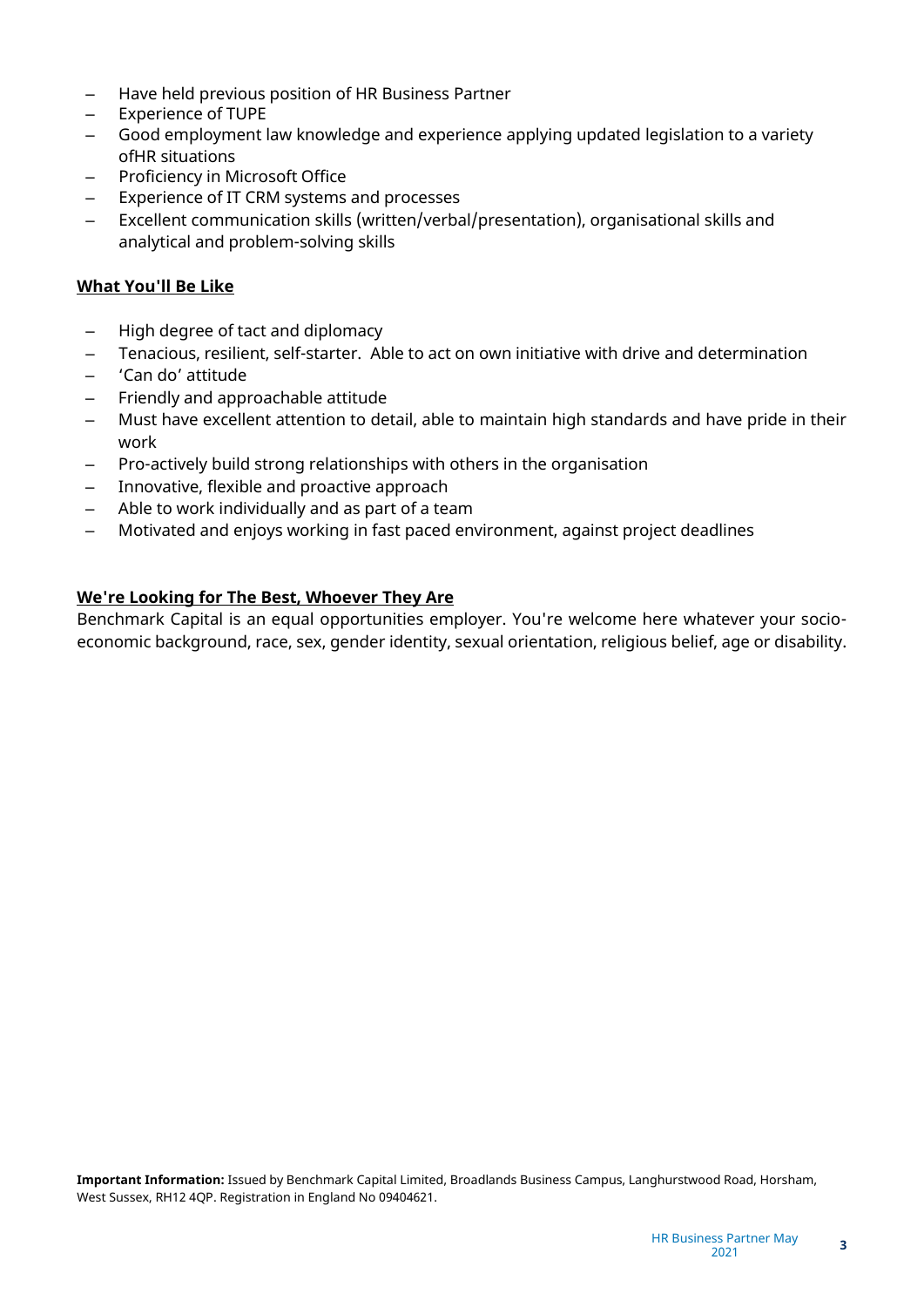- Have held previous position of HR Business Partner
- Experience of TUPE
- Good employment law knowledge and experience applying updated legislation to a variety ofHR situations
- Proficiency in Microsoft Office
- Experience of IT CRM systems and processes
- Excellent communication skills (written/verbal/presentation), organisational skills and analytical and problem-solving skills

**What You'll Be Like**

- High degree of tact and diplomacy
- Tenacious, resilient, self-starter. Able to act on own initiative with drive and determination
- 'Can do' attitude
- Friendly and approachable attitude
- Must have excellent attention to detail, able to maintain high standards and have pride in their work
- Pro-actively build strong relationships with others in the organisation
- Innovative, flexible and proactive approach
- Able to work individually and as part of a team
- Motivated and enjoys working in fast paced environment, against project deadlines

**We're Looking for The Best, Whoever They Are**

Benchmark Capital is an equal opportunities employer. You're welcome here whatever your socio-economic background, race, sex, gender identity, sexual orientation, religious belief, age or disability.

**Important Information:** Issued by Benchmark Capital Limited, Broadlands Business Campus, Langhurstwood Road, Horsham, West Sussex, RH12 4QP. Registration in England No 09404621.